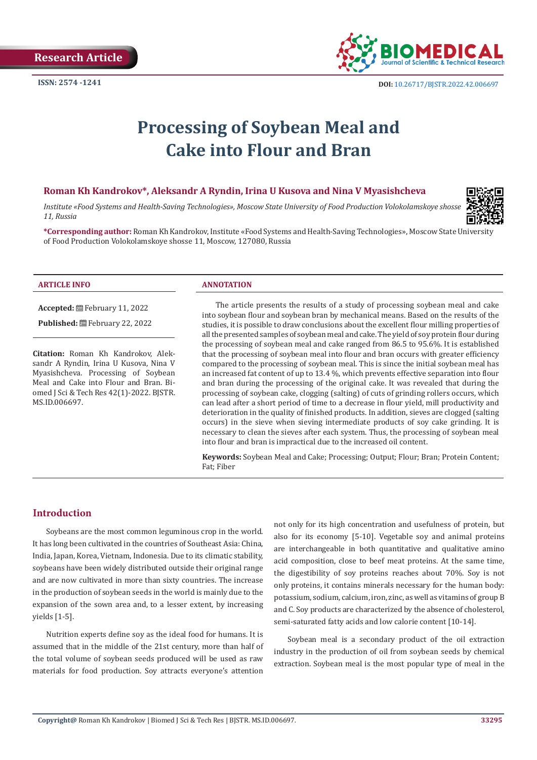Research Article

ISSN: 2574 -1241

DOI: 10.26717/BJSTR.2022.42.006697

# Processing of Soybean Meal and Cake into Flour and Bran

**Roman Kh Kandrokov\*, Aleksandr A Ryndin, Irina U Kusova and Nina V Myasishcheva**

*Institute «Food Systems and Health-Saving Technologies», Moscow State University of Food Production Volokolamskoye shosse 11, Russia*

**\*Corresponding author:** Roman Kh Kandrokov, Institute «Food Systems and Health-Saving Technologies», Moscow State University of Food Production Volokolamskoye shosse 11, Moscow, 127080, Russia

**ARTICLE INFO**

**Accepted:** February 11, 2022

**Published:** February 22, 2022

**Citation:** Roman Kh Kandrokov, Aleksandr A Ryndin, Irina U Kusova, Nina V Myasishcheva. Processing of Soybean Meal and Cake into Flour and Bran. Biomed J Sci & Tech Res 42(1)-2022. BJSTR. MS.ID.006697.

**ANNOTATION**

The article presents the results of a study of processing soybean meal and cake into soybean flour and soybean bran by mechanical means. Based on the results of the studies, it is possible to draw conclusions about the excellent flour milling properties of all the presented samples of soybean meal and cake. The yield of soy protein flour during the processing of soybean meal and cake ranged from 86.5 to 95.6%. It is established that the processing of soybean meal into flour and bran occurs with greater efficiency compared to the processing of soybean meal. This is since the initial soybean meal has an increased fat content of up to 13.4 %, which prevents effective separation into flour and bran during the processing of the original cake. It was revealed that during the processing of soybean cake, clogging (salting) of cuts of grinding rollers occurs, which can lead after a short period of time to a decrease in flour yield, mill productivity and deterioration in the quality of finished products. In addition, sieves are clogged (salting occurs) in the sieve when sieving intermediate products of soy cake grinding. It is necessary to clean the sieves after each system. Thus, the processing of soybean meal into flour and bran is impractical due to the increased oil content.

**Keywords:** Soybean Meal and Cake; Processing; Output; Flour; Bran; Protein Content; Fat; Fiber

## Introduction

Soybeans are the most common leguminous crop in the world. It has long been cultivated in the countries of Southeast Asia: China, India, Japan, Korea, Vietnam, Indonesia. Due to its climatic stability, soybeans have been widely distributed outside their original range and are now cultivated in more than sixty countries. The increase in the production of soybean seeds in the world is mainly due to the expansion of the sown area and, to a lesser extent, by increasing yields [1-5].

Nutrition experts define soy as the ideal food for humans. It is assumed that in the middle of the 21st century, more than half of the total volume of soybean seeds produced will be used as raw materials for food production. Soy attracts everyone's attention not only for its high concentration and usefulness of protein, but also for its economy [5-10]. Vegetable soy and animal proteins are interchangeable in both quantitative and qualitative amino acid composition, close to beef meat proteins. At the same time, the digestibility of soy proteins reaches about 70%. Soy is not only proteins, it contains minerals necessary for the human body: potassium, sodium, calcium, iron, zinc, as well as vitamins of group B and C. Soy products are characterized by the absence of cholesterol, semi-saturated fatty acids and low calorie content [10-14].

Soybean meal is a secondary product of the oil extraction industry in the production of oil from soybean seeds by chemical extraction. Soybean meal is the most popular type of meal in the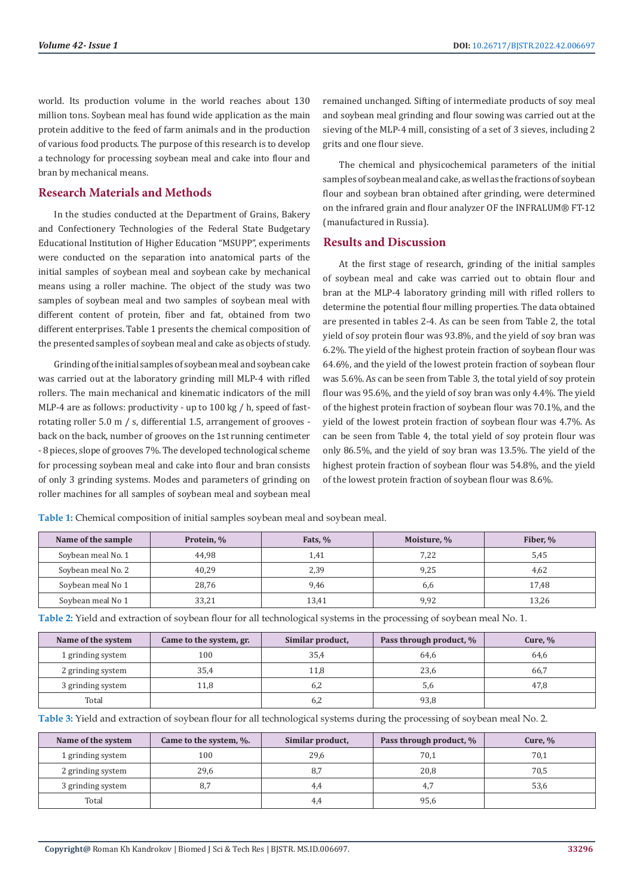world. Its production volume in the world reaches about 130 million tons. Soybean meal has found wide application as the main protein additive to the feed of farm animals and in the production of various food products. The purpose of this research is to develop a technology for processing soybean meal and cake into flour and bran by mechanical means.

## Research Materials and Methods

In the studies conducted at the Department of Grains, Bakery and Confectionery Technologies of the Federal State Budgetary Educational Institution of Higher Education "MSUPP", experiments were conducted on the separation into anatomical parts of the initial samples of soybean meal and soybean cake by mechanical means using a roller machine. The object of the study was two samples of soybean meal and two samples of soybean meal with different content of protein, fiber and fat, obtained from two different enterprises. Table 1 presents the chemical composition of the presented samples of soybean meal and cake as objects of study.

Grinding of the initial samples of soybean meal and soybean cake was carried out at the laboratory grinding mill MLP-4 with rifled rollers. The main mechanical and kinematic indicators of the mill MLP-4 are as follows: productivity - up to 100 kg / h, speed of fast-rotating roller 5.0 m / s, differential 1.5, arrangement of grooves - back on the back, number of grooves on the 1st running centimeter - 8 pieces, slope of grooves 7%. The developed technological scheme for processing soybean meal and cake into flour and bran consists of only 3 grinding systems. Modes and parameters of grinding on roller machines for all samples of soybean meal and soybean meal remained unchanged. Sifting of intermediate products of soy meal and soybean meal grinding and flour sowing was carried out at the sieving of the MLP-4 mill, consisting of a set of 3 sieves, including 2 grits and one flour sieve.

The chemical and physicochemical parameters of the initial samples of soybean meal and cake, as well as the fractions of soybean flour and soybean bran obtained after grinding, were determined on the infrared grain and flour analyzer OF the INFRALUM® FT-12 (manufactured in Russia).

## Results and Discussion

At the first stage of research, grinding of the initial samples of soybean meal and cake was carried out to obtain flour and bran at the MLP-4 laboratory grinding mill with rifled rollers to determine the potential flour milling properties. The data obtained are presented in tables 2-4. As can be seen from Table 2, the total yield of soy protein flour was 93.8%, and the yield of soy bran was 6.2%. The yield of the highest protein fraction of soybean flour was 64.6%, and the yield of the lowest protein fraction of soybean flour was 5.6%. As can be seen from Table 3, the total yield of soy protein flour was 95.6%, and the yield of soy bran was only 4.4%. The yield of the highest protein fraction of soybean flour was 70.1%, and the yield of the lowest protein fraction of soybean flour was 4.7%. As can be seen from Table 4, the total yield of soy protein flour was only 86.5%, and the yield of soy bran was 13.5%. The yield of the highest protein fraction of soybean flour was 54.8%, and the yield of the lowest protein fraction of soybean flour was 8.6%.

**Table 1:** Chemical composition of initial samples soybean meal and soybean meal.

| Name of the sample | Protein, % | Fats, % | Moisture, % | Fiber, % |
|---|---|---|---|---|
| Soybean meal No. 1 | 44,98 | 1,41 | 7,22 | 5,45 |
| Soybean meal No. 2 | 40,29 | 2,39 | 9,25 | 4,62 |
| Soybean meal No 1 | 28,76 | 9,46 | 6,6 | 17,48 |
| Soybean meal No 1 | 33,21 | 13,41 | 9,92 | 13,26 |

**Table 2:** Yield and extraction of soybean flour for all technological systems in the processing of soybean meal No. 1.

| Name of the system | Came to the system, gr. | Similar product, | Pass through product, % | Cure, % |
|---|---|---|---|---|
| 1 grinding system | 100 | 35,4 | 64,6 | 64,6 |
| 2 grinding system | 35,4 | 11,8 | 23,6 | 66,7 |
| 3 grinding system | 11,8 | 6,2 | 5,6 | 47,8 |
| Total | | 6,2 | 93,8 | |

**Table 3:** Yield and extraction of soybean flour for all technological systems during the processing of soybean meal No. 2.

| Name of the system | Came to the system, %. | Similar product, | Pass through product, % | Cure, % |
|---|---|---|---|---|
| 1 grinding system | 100 | 29,6 | 70,1 | 70,1 |
| 2 grinding system | 29,6 | 8,7 | 20,8 | 70,5 |
| 3 grinding system | 8,7 | 4,4 | 4,7 | 53,6 |
| Total | | 4,4 | 95,6 | |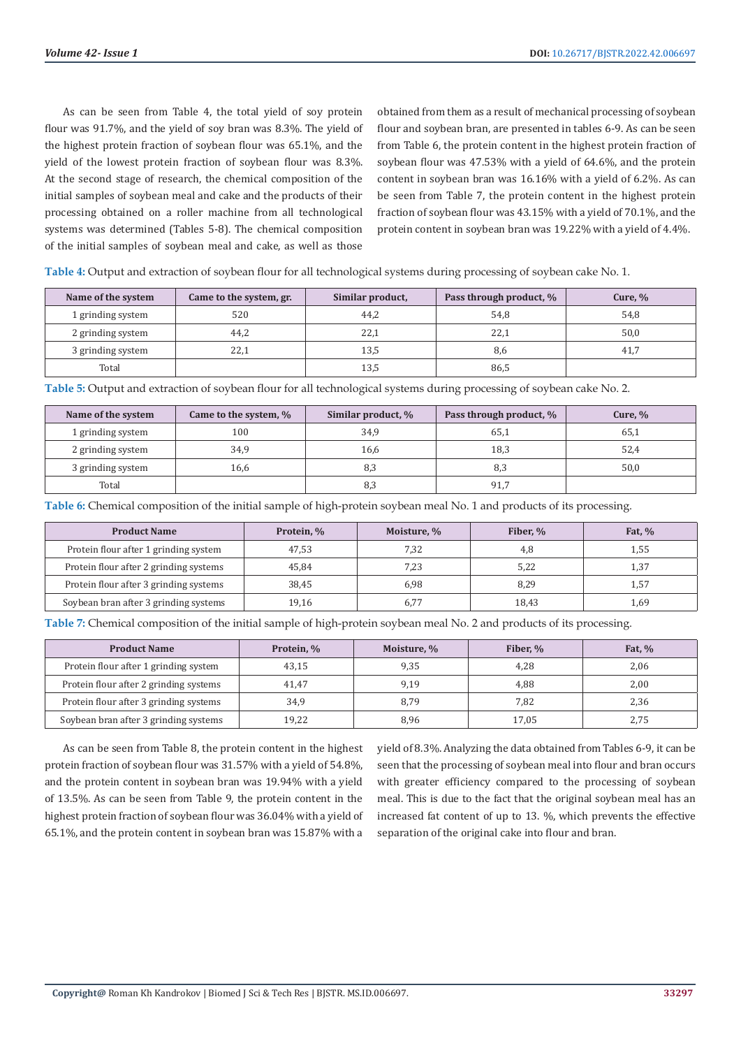As can be seen from Table 4, the total yield of soy protein flour was 91.7%, and the yield of soy bran was 8.3%. The yield of the highest protein fraction of soybean flour was 65.1%, and the yield of the lowest protein fraction of soybean flour was 8.3%. At the second stage of research, the chemical composition of the initial samples of soybean meal and cake and the products of their processing obtained on a roller machine from all technological systems was determined (Tables 5-8). The chemical composition of the initial samples of soybean meal and cake, as well as those obtained from them as a result of mechanical processing of soybean flour and soybean bran, are presented in tables 6-9. As can be seen from Table 6, the protein content in the highest protein fraction of soybean flour was 47.53% with a yield of 64.6%, and the protein content in soybean bran was 16.16% with a yield of 6.2%. As can be seen from Table 7, the protein content in the highest protein fraction of soybean flour was 43.15% with a yield of 70.1%, and the protein content in soybean bran was 19.22% with a yield of 4.4%.

**Table 4:** Output and extraction of soybean flour for all technological systems during processing of soybean cake No. 1.

| Name of the system | Came to the system, gr. | Similar product, | Pass through product, % | Cure, % |
|---|---|---|---|---|
| 1 grinding system | 520 | 44,2 | 54,8 | 54,8 |
| 2 grinding system | 44,2 | 22,1 | 22,1 | 50,0 |
| 3 grinding system | 22,1 | 13,5 | 8,6 | 41,7 |
| Total | | 13,5 | 86,5 | |

**Table 5:** Output and extraction of soybean flour for all technological systems during processing of soybean cake No. 2.

| Name of the system | Came to the system, % | Similar product, % | Pass through product, % | Cure, % |
|---|---|---|---|---|
| 1 grinding system | 100 | 34,9 | 65,1 | 65,1 |
| 2 grinding system | 34,9 | 16,6 | 18,3 | 52,4 |
| 3 grinding system | 16,6 | 8,3 | 8,3 | 50,0 |
| Total | | 8,3 | 91,7 | |

**Table 6:** Chemical composition of the initial sample of high-protein soybean meal No. 1 and products of its processing.

| Product Name | Protein, % | Moisture, % | Fiber, % | Fat, % |
|---|---|---|---|---|
| Protein flour after 1 grinding system | 47,53 | 7,32 | 4,8 | 1,55 |
| Protein flour after 2 grinding systems | 45,84 | 7,23 | 5,22 | 1,37 |
| Protein flour after 3 grinding systems | 38,45 | 6,98 | 8,29 | 1,57 |
| Soybean bran after 3 grinding systems | 19,16 | 6,77 | 18,43 | 1,69 |

**Table 7:** Chemical composition of the initial sample of high-protein soybean meal No. 2 and products of its processing.

| Product Name | Protein, % | Moisture, % | Fiber, % | Fat, % |
|---|---|---|---|---|
| Protein flour after 1 grinding system | 43,15 | 9,35 | 4,28 | 2,06 |
| Protein flour after 2 grinding systems | 41,47 | 9,19 | 4,88 | 2,00 |
| Protein flour after 3 grinding systems | 34,9 | 8,79 | 7,82 | 2,36 |
| Soybean bran after 3 grinding systems | 19,22 | 8,96 | 17,05 | 2,75 |

As can be seen from Table 8, the protein content in the highest protein fraction of soybean flour was 31.57% with a yield of 54.8%, and the protein content in soybean bran was 19.94% with a yield of 13.5%. As can be seen from Table 9, the protein content in the highest protein fraction of soybean flour was 36.04% with a yield of 65.1%, and the protein content in soybean bran was 15.87% with a yield of 8.3%. Analyzing the data obtained from Tables 6-9, it can be seen that the processing of soybean meal into flour and bran occurs with greater efficiency compared to the processing of soybean meal. This is due to the fact that the original soybean meal has an increased fat content of up to 13. %, which prevents the effective separation of the original cake into flour and bran.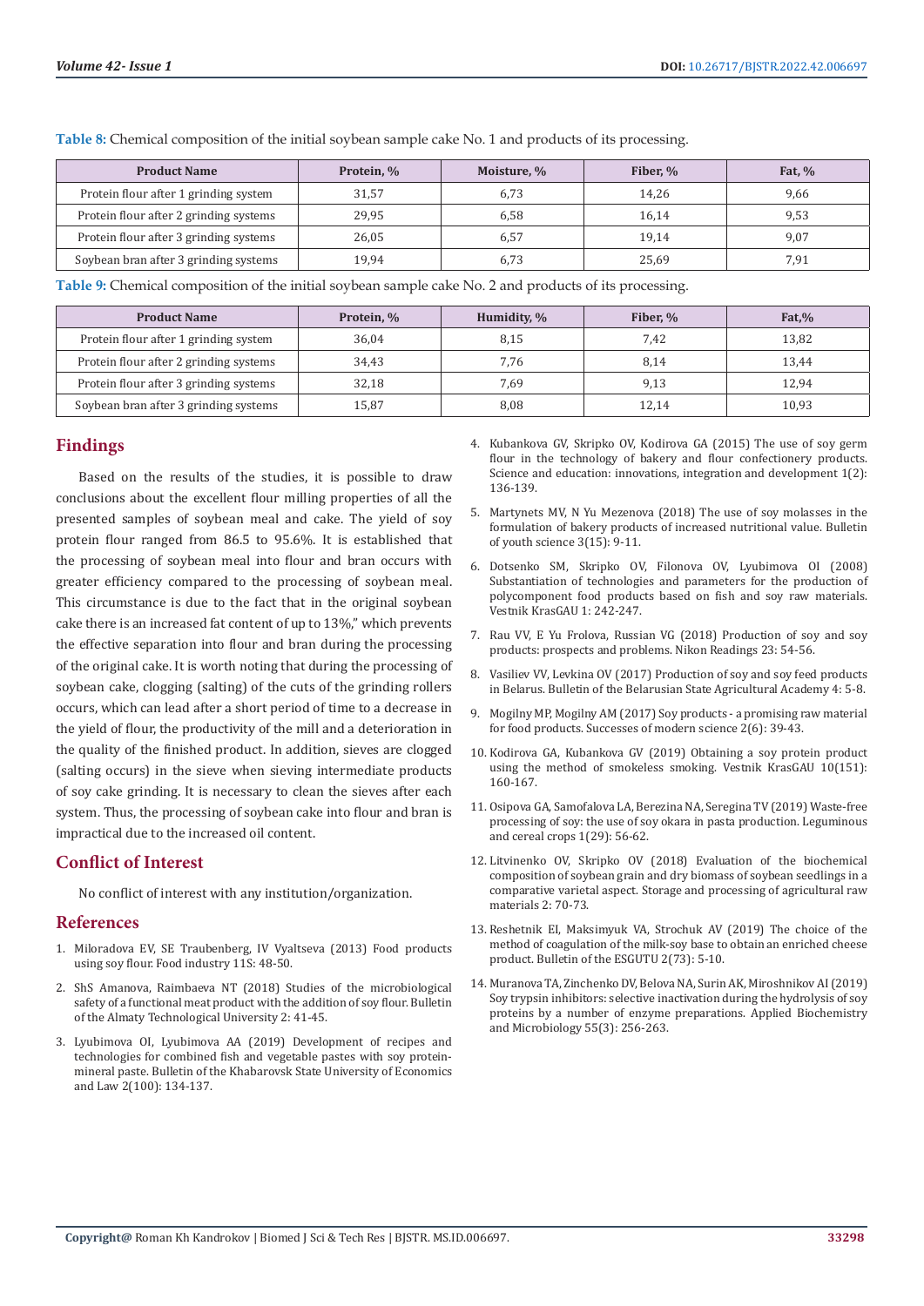**Table 8:** Chemical composition of the initial soybean sample cake No. 1 and products of its processing.

| Product Name | Protein, % | Moisture, % | Fiber, % | Fat, % |
|---|---|---|---|---|
| Protein flour after 1 grinding system | 31,57 | 6,73 | 14,26 | 9,66 |
| Protein flour after 2 grinding systems | 29,95 | 6,58 | 16,14 | 9,53 |
| Protein flour after 3 grinding systems | 26,05 | 6,57 | 19,14 | 9,07 |
| Soybean bran after 3 grinding systems | 19,94 | 6,73 | 25,69 | 7,91 |

**Table 9:** Chemical composition of the initial soybean sample cake No. 2 and products of its processing.

| Product Name | Protein, % | Humidity, % | Fiber, % | Fat,% |
|---|---|---|---|---|
| Protein flour after 1 grinding system | 36,04 | 8,15 | 7,42 | 13,82 |
| Protein flour after 2 grinding systems | 34,43 | 7,76 | 8,14 | 13,44 |
| Protein flour after 3 grinding systems | 32,18 | 7,69 | 9,13 | 12,94 |
| Soybean bran after 3 grinding systems | 15,87 | 8,08 | 12,14 | 10,93 |

## Findings

Based on the results of the studies, it is possible to draw conclusions about the excellent flour milling properties of all the presented samples of soybean meal and cake. The yield of soy protein flour ranged from 86.5 to 95.6%. It is established that the processing of soybean meal into flour and bran occurs with greater efficiency compared to the processing of soybean meal. This circumstance is due to the fact that in the original soybean cake there is an increased fat content of up to 13%," which prevents the effective separation into flour and bran during the processing of the original cake. It is worth noting that during the processing of soybean cake, clogging (salting) of the cuts of the grinding rollers occurs, which can lead after a short period of time to a decrease in the yield of flour, the productivity of the mill and a deterioration in the quality of the finished product. In addition, sieves are clogged (salting occurs) in the sieve when sieving intermediate products of soy cake grinding. It is necessary to clean the sieves after each system. Thus, the processing of soybean cake into flour and bran is impractical due to the increased oil content.

## Conflict of Interest

No conflict of interest with any institution/organization.

## References

1. Miloradova EV, SE Traubenberg, IV Vyaltseva (2013) Food products using soy flour. Food industry 11S: 48-50.
2. ShS Amanova, Raimbaeva NT (2018) Studies of the microbiological safety of a functional meat product with the addition of soy flour. Bulletin of the Almaty Technological University 2: 41-45.
3. Lyubimova OI, Lyubimova AA (2019) Development of recipes and technologies for combined fish and vegetable pastes with soy protein-mineral paste. Bulletin of the Khabarovsk State University of Economics and Law 2(100): 134-137.
4. Kubankova GV, Skripko OV, Kodirova GA (2015) The use of soy germ flour in the technology of bakery and flour confectionery products. Science and education: innovations, integration and development 1(2): 136-139.
5. Martynets MV, N Yu Mezenova (2018) The use of soy molasses in the formulation of bakery products of increased nutritional value. Bulletin of youth science 3(15): 9-11.
6. Dotsenko SM, Skripko OV, Filonova OV, Lyubimova OI (2008) Substantiation of technologies and parameters for the production of polycomponent food products based on fish and soy raw materials. Vestnik KrasGAU 1: 242-247.
7. Rau VV, E Yu Frolova, Russian VG (2018) Production of soy and soy products: prospects and problems. Nikon Readings 23: 54-56.
8. Vasiliev VV, Levkina OV (2017) Production of soy and soy feed products in Belarus. Bulletin of the Belarusian State Agricultural Academy 4: 5-8.
9. Mogilny MP, Mogilny AM (2017) Soy products - a promising raw material for food products. Successes of modern science 2(6): 39-43.
10. Kodirova GA, Kubankova GV (2019) Obtaining a soy protein product using the method of smokeless smoking. Vestnik KrasGAU 10(151): 160-167.
11. Osipova GA, Samofalova LA, Berezina NA, Seregina TV (2019) Waste-free processing of soy: the use of soy okara in pasta production. Leguminous and cereal crops 1(29): 56-62.
12. Litvinenko OV, Skripko OV (2018) Evaluation of the biochemical composition of soybean grain and dry biomass of soybean seedlings in a comparative varietal aspect. Storage and processing of agricultural raw materials 2: 70-73.
13. Reshetnik EI, Maksimyuk VA, Strochuk AV (2019) The choice of the method of coagulation of the milk-soy base to obtain an enriched cheese product. Bulletin of the ESGUTU 2(73): 5-10.
14. Muranova TA, Zinchenko DV, Belova NA, Surin AK, Miroshnikov AI (2019) Soy trypsin inhibitors: selective inactivation during the hydrolysis of soy proteins by a number of enzyme preparations. Applied Biochemistry and Microbiology 55(3): 256-263.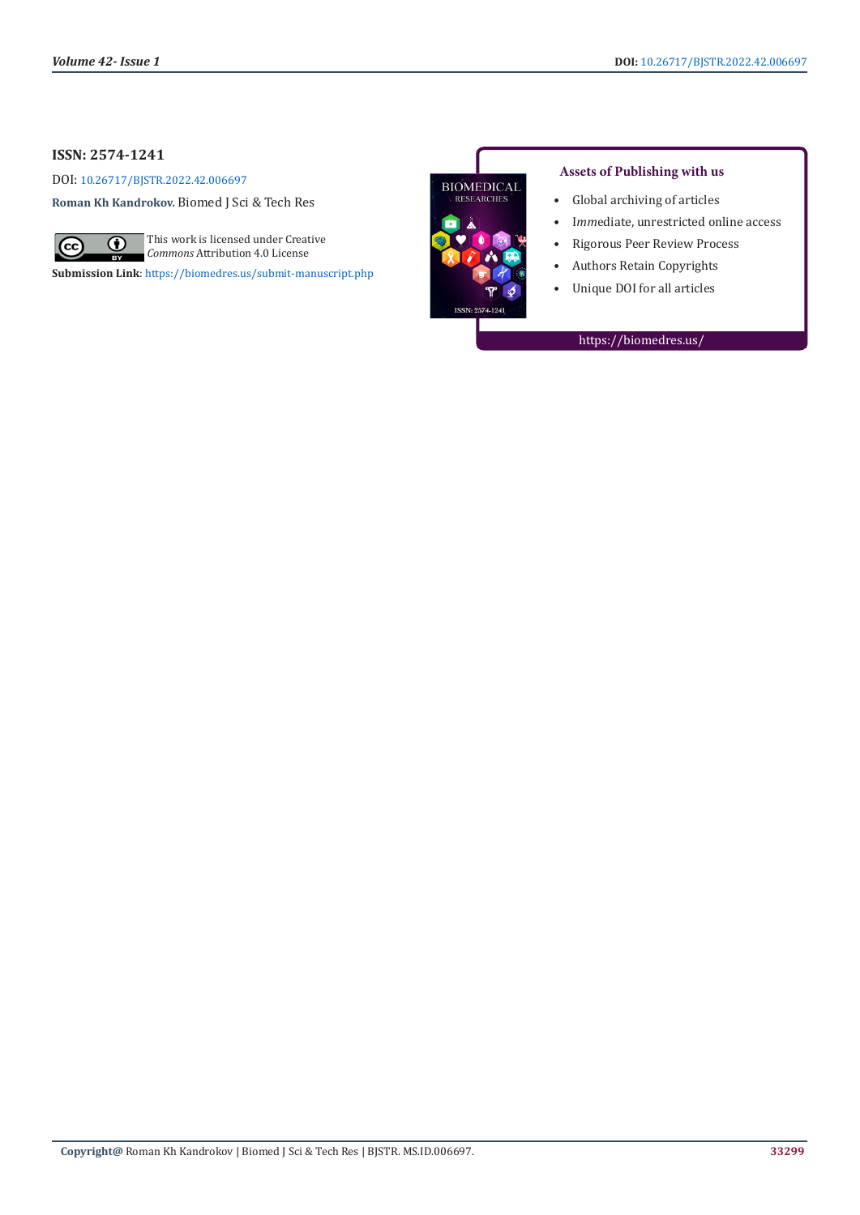**ISSN: 2574-1241**

DOI: 10.26717/BJSTR.2022.42.006697

**Roman Kh Kandrokov.** Biomed J Sci & Tech Res

This work is licensed under Creative *Commons* Attribution 4.0 License

**Submission Link**: https://biomedres.us/submit-manuscript.php

### Assets of Publishing with us

- Global archiving of articles
- Immediate, unrestricted online access
- Rigorous Peer Review Process
- Authors Retain Copyrights
- Unique DOI for all articles

https://biomedres.us/